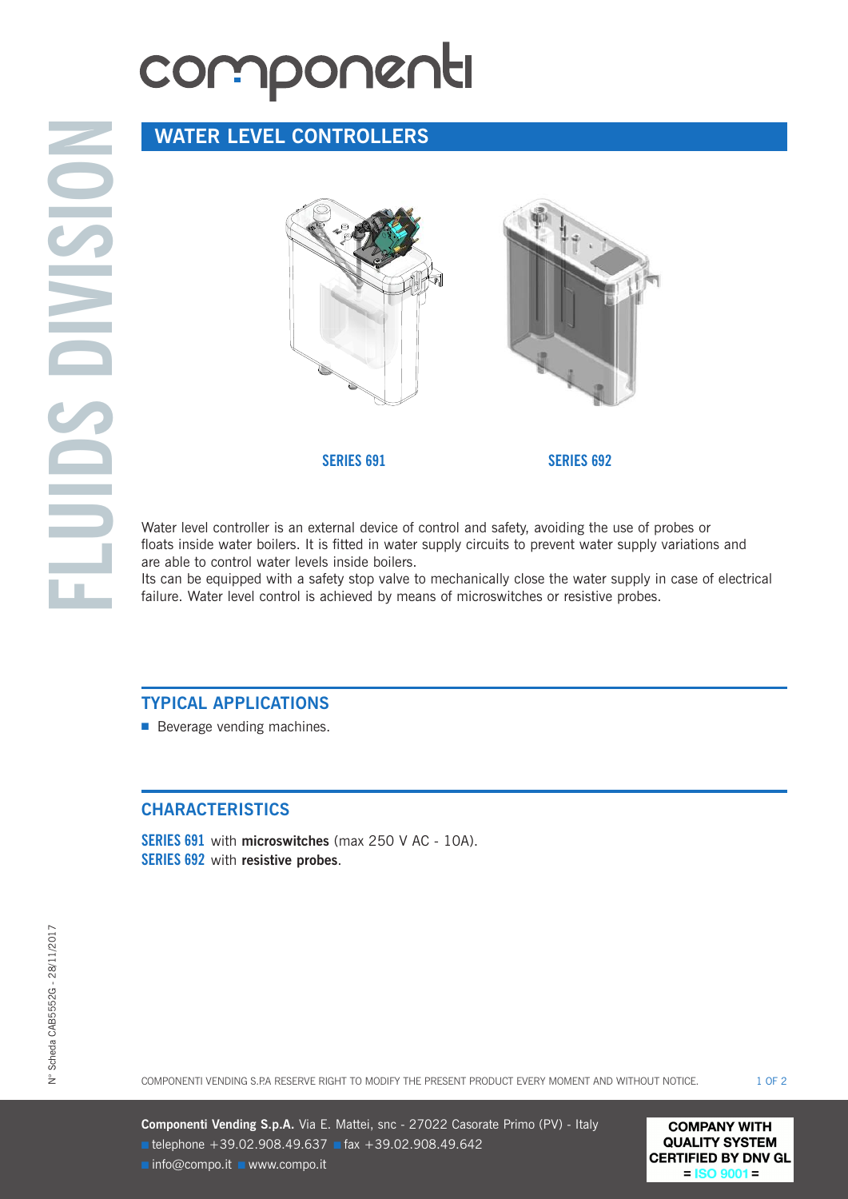# componenti

## WATER LEVEL CONTROLLERS

SERIES 691

SERIES 692

Water level controller is an external device of control and safety, avoiding the use of probes or floats inside water boilers. It is fitted in water supply circuits to prevent water supply variations and are able to control water levels inside boilers.
Its can be equipped with a safety stop valve to mechanically close the water supply in case of electrical failure. Water level control is achieved by means of microswitches or resistive probes.

## TYPICAL APPLICATIONS

- Beverage vending machines.

## CHARACTERISTICS

**SERIES 691** with **microswitches** (max 250 V AC - 10A).
**SERIES 692** with **resistive probes**.

COMPONENTI VENDING S.P.A RESERVE RIGHT TO MODIFY THE PRESENT PRODUCT EVERY MOMENT AND WITHOUT NOTICE.

**Componenti Vending S.p.A.** Via E. Mattei, snc - 27022 Casorate Primo (PV) - Italy
telephone +39.02.908.49.637 fax +39.02.908.49.642
info@compo.it www.compo.it

COMPANY WITH QUALITY SYSTEM CERTIFIED BY DNV GL = ISO 9001 =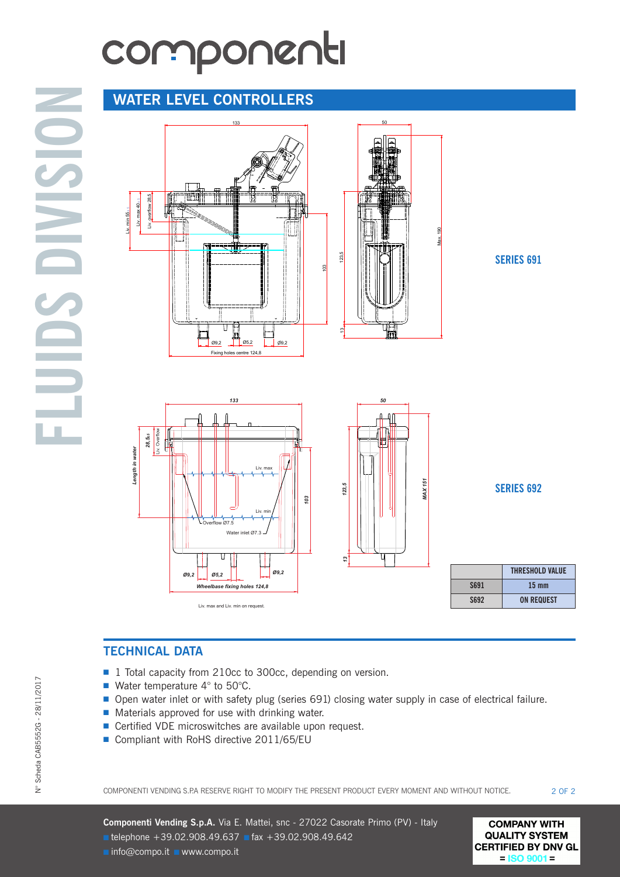# componenti

## WATER LEVEL CONTROLLERS

FLUIDS DIVISION

133

50

Liv. min 55±3

Liv. max 40±3

Liv. overflow 28,5

103

123,5

13

Max 190

Ø9,2 Ø5,2 Ø9,2

Fixing holes centre 124,8

**SERIES 691**

*133*

*50*

*Length in water*

*28,5±3*

Liv. Overflow

Liv. max

Liv. min

Overflow Ø7.5

Water inlet Ø7.3

*103*

*123,5*

*13*

*MAX 151*

*Ø9,2* *Ø5,2* *Ø9,2*

*Wheelbase fixing holes 124,8*

Liv. max and Liv. min on request.

**SERIES 692**

| | THRESHOLD VALUE |
|---|---|
| S691 | 15 mm |
| S692 | ON REQUEST |

## TECHNICAL DATA

- 1 Total capacity from 210cc to 300cc, depending on version.
- Water temperature 4° to 50°C.
- Open water inlet or with safety plug (series 691) closing water supply in case of electrical failure.
- Materials approved for use with drinking water.
- Certified VDE microswitches are available upon request.
- Compliant with RoHS directive 2011/65/EU

N° Scheda CAB5552G - 28/11/2017

COMPONENTI VENDING S.P.A RESERVE RIGHT TO MODIFY THE PRESENT PRODUCT EVERY MOMENT AND WITHOUT NOTICE.

**Componenti Vending S.p.A.** Via E. Mattei, snc - 27022 Casorate Primo (PV) - Italy
telephone +39.02.908.49.637 fax +39.02.908.49.642
info@compo.it www.compo.it

**COMPANY WITH QUALITY SYSTEM CERTIFIED BY DNV GL = ISO 9001 =**